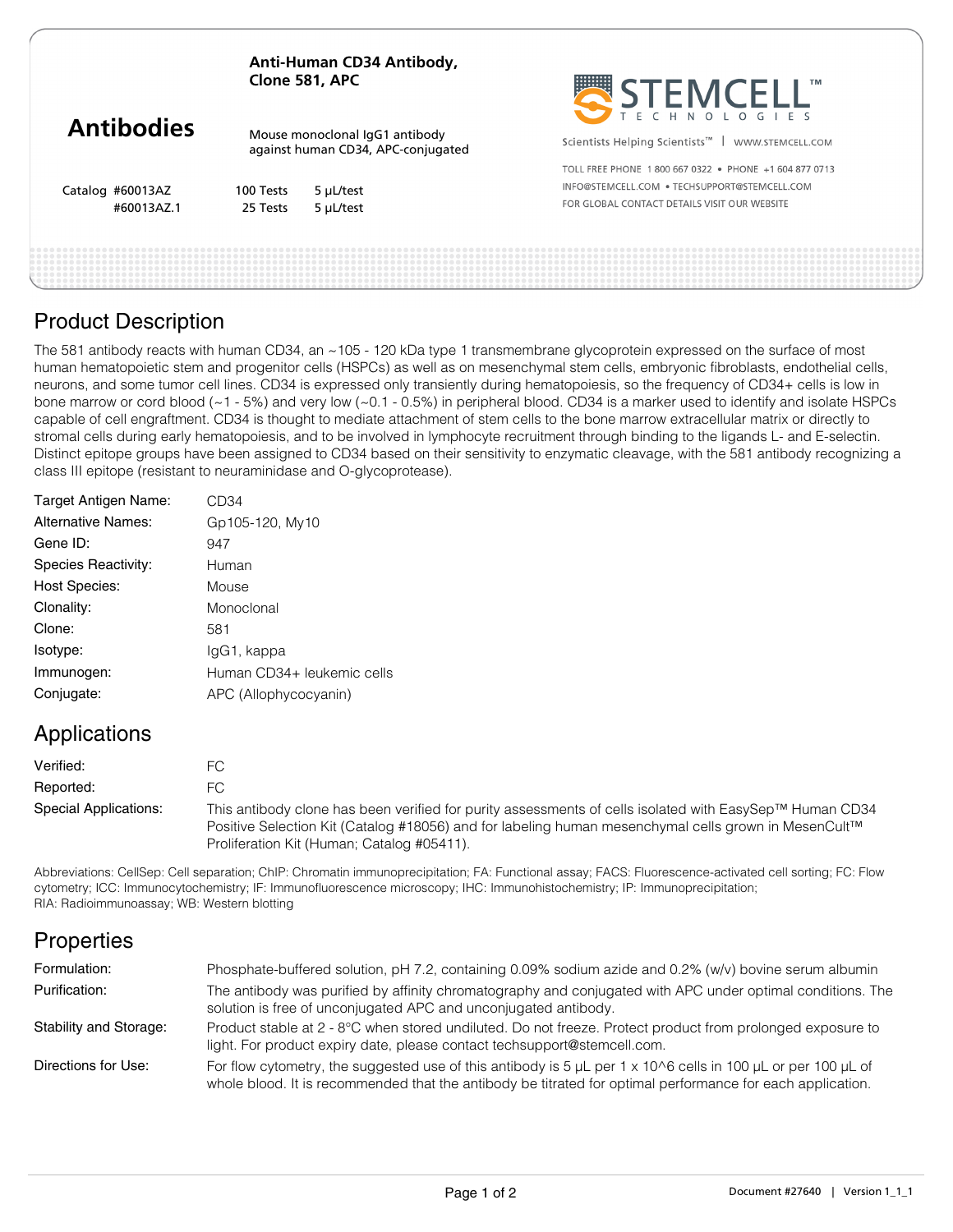**Anti-Human CD34 Antibody, Clone 581, APC**

# Antibodies

Mouse monoclonal IgG1 antibody against human CD34, APC-conjugated

| Catalog | | |
|---|---|---|
| #60013AZ | 100 Tests | 5 µL/test |
| #60013AZ.1 | 25 Tests | 5 µL/test |

STEMCELL™ TECHNOLOGIES

Scientists Helping Scientists™ | WWW.STEMCELL.COM

TOLL FREE PHONE 1 800 667 0322 • PHONE +1 604 877 0713
INFO@STEMCELL.COM • TECHSUPPORT@STEMCELL.COM
FOR GLOBAL CONTACT DETAILS VISIT OUR WEBSITE

## Product Description

The 581 antibody reacts with human CD34, an ~105 - 120 kDa type 1 transmembrane glycoprotein expressed on the surface of most human hematopoietic stem and progenitor cells (HSPCs) as well as on mesenchymal stem cells, embryonic fibroblasts, endothelial cells, neurons, and some tumor cell lines. CD34 is expressed only transiently during hematopoiesis, so the frequency of CD34+ cells is low in bone marrow or cord blood (~1 - 5%) and very low (~0.1 - 0.5%) in peripheral blood. CD34 is a marker used to identify and isolate HSPCs capable of cell engraftment. CD34 is thought to mediate attachment of stem cells to the bone marrow extracellular matrix or directly to stromal cells during early hematopoiesis, and to be involved in lymphocyte recruitment through binding to the ligands L- and E-selectin. Distinct epitope groups have been assigned to CD34 based on their sensitivity to enzymatic cleavage, with the 581 antibody recognizing a class III epitope (resistant to neuraminidase and O-glycoprotease).

| | |
|---|---|
| Target Antigen Name: | CD34 |
| Alternative Names: | Gp105-120, My10 |
| Gene ID: | 947 |
| Species Reactivity: | Human |
| Host Species: | Mouse |
| Clonality: | Monoclonal |
| Clone: | 581 |
| Isotype: | IgG1, kappa |
| Immunogen: | Human CD34+ leukemic cells |
| Conjugate: | APC (Allophycocyanin) |

## Applications

| | |
|---|---|
| Verified: | FC |
| Reported: | FC |
| Special Applications: | This antibody clone has been verified for purity assessments of cells isolated with EasySep™ Human CD34 Positive Selection Kit (Catalog #18056) and for labeling human mesenchymal cells grown in MesenCult™ Proliferation Kit (Human; Catalog #05411). |

Abbreviations: CellSep: Cell separation; ChIP: Chromatin immunoprecipitation; FA: Functional assay; FACS: Fluorescence-activated cell sorting; FC: Flow cytometry; ICC: Immunocytochemistry; IF: Immunofluorescence microscopy; IHC: Immunohistochemistry; IP: Immunoprecipitation; RIA: Radioimmunoassay; WB: Western blotting

## Properties

| | |
|---|---|
| Formulation: | Phosphate-buffered solution, pH 7.2, containing 0.09% sodium azide and 0.2% (w/v) bovine serum albumin |
| Purification: | The antibody was purified by affinity chromatography and conjugated with APC under optimal conditions. The solution is free of unconjugated APC and unconjugated antibody. |
| Stability and Storage: | Product stable at 2 - 8°C when stored undiluted. Do not freeze. Protect product from prolonged exposure to light. For product expiry date, please contact techsupport@stemcell.com. |
| Directions for Use: | For flow cytometry, the suggested use of this antibody is 5 µL per 1 x 10^6 cells in 100 µL or per 100 µL of whole blood. It is recommended that the antibody be titrated for optimal performance for each application. |

Document #27640 | Version 1_1_1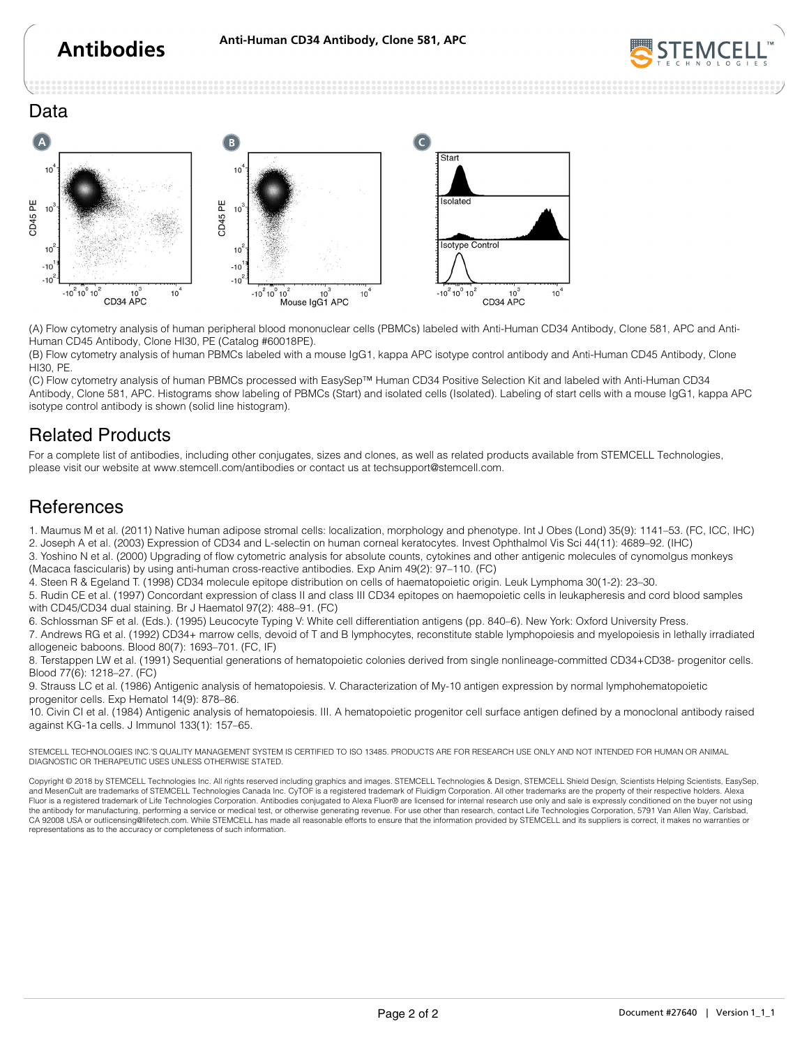# Antibodies

**Anti-Human CD34 Antibody, Clone 581, APC**

## Data

A

CD45 PE

CD34 APC

B

CD45 PE

Mouse IgG1 APC

C

Start

Isolated

Isotype Control

CD34 APC

(A) Flow cytometry analysis of human peripheral blood mononuclear cells (PBMCs) labeled with Anti-Human CD34 Antibody, Clone 581, APC and Anti-Human CD45 Antibody, Clone HI30, PE (Catalog #60018PE).

(B) Flow cytometry analysis of human PBMCs labeled with a mouse IgG1, kappa APC isotype control antibody and Anti-Human CD45 Antibody, Clone HI30, PE.

(C) Flow cytometry analysis of human PBMCs processed with EasySep™ Human CD34 Positive Selection Kit and labeled with Anti-Human CD34 Antibody, Clone 581, APC. Histograms show labeling of PBMCs (Start) and isolated cells (Isolated). Labeling of start cells with a mouse IgG1, kappa APC isotype control antibody is shown (solid line histogram).

## Related Products

For a complete list of antibodies, including other conjugates, sizes and clones, as well as related products available from STEMCELL Technologies, please visit our website at www.stemcell.com/antibodies or contact us at techsupport@stemcell.com.

## References

1. Maumus M et al. (2011) Native human adipose stromal cells: localization, morphology and phenotype. Int J Obes (Lond) 35(9): 1141–53. (FC, ICC, IHC)
2. Joseph A et al. (2003) Expression of CD34 and L-selectin on human corneal keratocytes. Invest Ophthalmol Vis Sci 44(11): 4689–92. (IHC)
3. Yoshino N et al. (2000) Upgrading of flow cytometric analysis for absolute counts, cytokines and other antigenic molecules of cynomolgus monkeys (Macaca fascicularis) by using anti-human cross-reactive antibodies. Exp Anim 49(2): 97–110. (FC)
4. Steen R & Egeland T. (1998) CD34 molecule epitope distribution on cells of haematopoietic origin. Leuk Lymphoma 30(1-2): 23–30.
5. Rudin CE et al. (1997) Concordant expression of class II and class III CD34 epitopes on haemopoietic cells in leukapheresis and cord blood samples with CD45/CD34 dual staining. Br J Haematol 97(2): 488–91. (FC)
6. Schlossman SF et al. (Eds.). (1995) Leucocyte Typing V: White cell differentiation antigens (pp. 840–6). New York: Oxford University Press.
7. Andrews RG et al. (1992) CD34+ marrow cells, devoid of T and B lymphocytes, reconstitute stable lymphopoiesis and myelopoiesis in lethally irradiated allogeneic baboons. Blood 80(7): 1693–701. (FC, IF)
8. Terstappen LW et al. (1991) Sequential generations of hematopoietic colonies derived from single nonlineage-committed CD34+CD38- progenitor cells. Blood 77(6): 1218–27. (FC)
9. Strauss LC et al. (1986) Antigenic analysis of hematopoiesis. V. Characterization of My-10 antigen expression by normal lymphohematopoietic progenitor cells. Exp Hematol 14(9): 878–86.
10. Civin CI et al. (1984) Antigenic analysis of hematopoiesis. III. A hematopoietic progenitor cell surface antigen defined by a monoclonal antibody raised against KG-1a cells. J Immunol 133(1): 157–65.

STEMCELL TECHNOLOGIES INC.'S QUALITY MANAGEMENT SYSTEM IS CERTIFIED TO ISO 13485. PRODUCTS ARE FOR RESEARCH USE ONLY AND NOT INTENDED FOR HUMAN OR ANIMAL DIAGNOSTIC OR THERAPEUTIC USES UNLESS OTHERWISE STATED.

Copyright © 2018 by STEMCELL Technologies Inc. All rights reserved including graphics and images. STEMCELL Technologies & Design, STEMCELL Shield Design, Scientists Helping Scientists, EasySep, and MesenCult are trademarks of STEMCELL Technologies Canada Inc. CyTOF is a registered trademark of Fluidigm Corporation. All other trademarks are the property of their respective holders. Alexa Fluor is a registered trademark of Life Technologies Corporation. Antibodies conjugated to Alexa Fluor® are licensed for internal research use only and sale is expressly conditioned on the buyer not using the antibody for manufacturing, performing a service or medical test, or otherwise generating revenue. For use other than research, contact Life Technologies Corporation, 5791 Van Allen Way, Carlsbad, CA 92008 USA or outlicensing@lifetech.com. While STEMCELL has made all reasonable efforts to ensure that the information provided by STEMCELL and its suppliers is correct, it makes no warranties or representations as to the accuracy or completeness of such information.

Document #27640 | Version 1_1_1